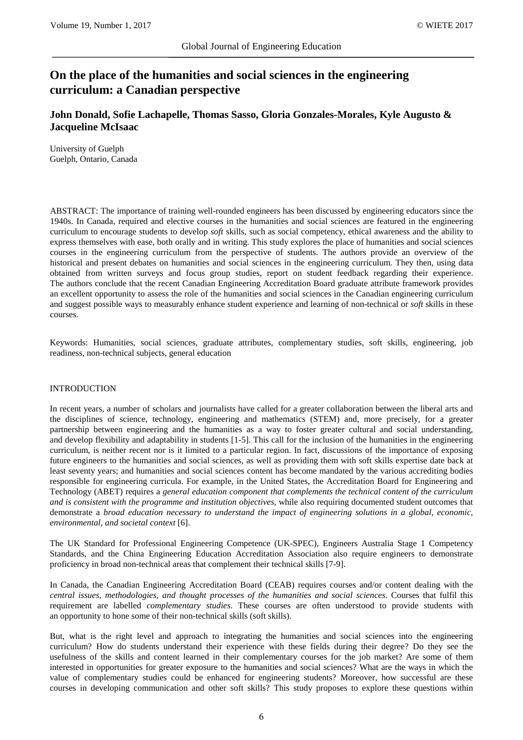# On the place of the humanities and social sciences in the engineering curriculum: a Canadian perspective

**John Donald, Sofie Lachapelle, Thomas Sasso, Gloria Gonzales-Morales, Kyle Augusto & Jacqueline McIsaac**

University of Guelph
Guelph, Ontario, Canada

ABSTRACT: The importance of training well-rounded engineers has been discussed by engineering educators since the 1940s. In Canada, required and elective courses in the humanities and social sciences are featured in the engineering curriculum to encourage students to develop *soft* skills, such as social competency, ethical awareness and the ability to express themselves with ease, both orally and in writing. This study explores the place of humanities and social sciences courses in the engineering curriculum from the perspective of students. The authors provide an overview of the historical and present debates on humanities and social sciences in the engineering curriculum. They then, using data obtained from written surveys and focus group studies, report on student feedback regarding their experience. The authors conclude that the recent Canadian Engineering Accreditation Board graduate attribute framework provides an excellent opportunity to assess the role of the humanities and social sciences in the Canadian engineering curriculum and suggest possible ways to measurably enhance student experience and learning of non-technical or *soft* skills in these courses.

Keywords: Humanities, social sciences, graduate attributes, complementary studies, soft skills, engineering, job readiness, non-technical subjects, general education

## INTRODUCTION

In recent years, a number of scholars and journalists have called for a greater collaboration between the liberal arts and the disciplines of science, technology, engineering and mathematics (STEM) and, more precisely, for a greater partnership between engineering and the humanities as a way to foster greater cultural and social understanding, and develop flexibility and adaptability in students [1-5]. This call for the inclusion of the humanities in the engineering curriculum, is neither recent nor is it limited to a particular region. In fact, discussions of the importance of exposing future engineers to the humanities and social sciences, as well as providing them with soft skills expertise date back at least seventy years; and humanities and social sciences content has become mandated by the various accrediting bodies responsible for engineering curricula. For example, in the United States, the Accreditation Board for Engineering and Technology (ABET) requires a *general education component that complements the technical content of the curriculum and is consistent with the programme and institution objectives*, while also requiring documented student outcomes that demonstrate a *broad education necessary to understand the impact of engineering solutions in a global, economic, environmental, and societal context* [6].

The UK Standard for Professional Engineering Competence (UK-SPEC), Engineers Australia Stage 1 Competency Standards, and the China Engineering Education Accreditation Association also require engineers to demonstrate proficiency in broad non-technical areas that complement their technical skills [7-9].

In Canada, the Canadian Engineering Accreditation Board (CEAB) requires courses and/or content dealing with the *central issues, methodologies, and thought processes of the humanities and social sciences*. Courses that fulfil this requirement are labelled *complementary studies*. These courses are often understood to provide students with an opportunity to hone some of their non-technical skills (soft skills).

But, what is the right level and approach to integrating the humanities and social sciences into the engineering curriculum? How do students understand their experience with these fields during their degree? Do they see the usefulness of the skills and content learned in their complementary courses for the job market? Are some of them interested in opportunities for greater exposure to the humanities and social sciences? What are the ways in which the value of complementary studies could be enhanced for engineering students? Moreover, how successful are these courses in developing communication and other soft skills? This study proposes to explore these questions within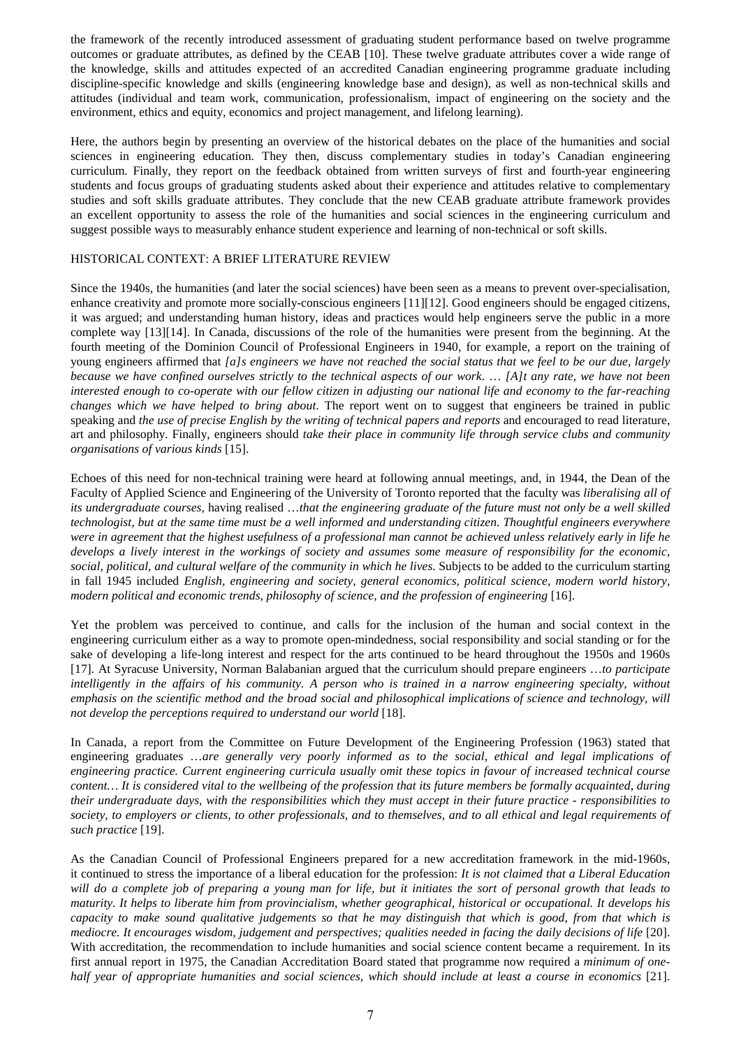the framework of the recently introduced assessment of graduating student performance based on twelve programme outcomes or graduate attributes, as defined by the CEAB [10]. These twelve graduate attributes cover a wide range of the knowledge, skills and attitudes expected of an accredited Canadian engineering programme graduate including discipline-specific knowledge and skills (engineering knowledge base and design), as well as non-technical skills and attitudes (individual and team work, communication, professionalism, impact of engineering on the society and the environment, ethics and equity, economics and project management, and lifelong learning).

Here, the authors begin by presenting an overview of the historical debates on the place of the humanities and social sciences in engineering education. They then, discuss complementary studies in today's Canadian engineering curriculum. Finally, they report on the feedback obtained from written surveys of first and fourth-year engineering students and focus groups of graduating students asked about their experience and attitudes relative to complementary studies and soft skills graduate attributes. They conclude that the new CEAB graduate attribute framework provides an excellent opportunity to assess the role of the humanities and social sciences in the engineering curriculum and suggest possible ways to measurably enhance student experience and learning of non-technical or soft skills.

## HISTORICAL CONTEXT: A BRIEF LITERATURE REVIEW

Since the 1940s, the humanities (and later the social sciences) have been seen as a means to prevent over-specialisation, enhance creativity and promote more socially-conscious engineers [11][12]. Good engineers should be engaged citizens, it was argued; and understanding human history, ideas and practices would help engineers serve the public in a more complete way [13][14]. In Canada, discussions of the role of the humanities were present from the beginning. At the fourth meeting of the Dominion Council of Professional Engineers in 1940, for example, a report on the training of young engineers affirmed that *[a]s engineers we have not reached the social status that we feel to be our due, largely because we have confined ourselves strictly to the technical aspects of our work. … [A]t any rate, we have not been interested enough to co-operate with our fellow citizen in adjusting our national life and economy to the far-reaching changes which we have helped to bring about.* The report went on to suggest that engineers be trained in public speaking and *the use of precise English by the writing of technical papers and reports* and encouraged to read literature, art and philosophy. Finally, engineers should *take their place in community life through service clubs and community organisations of various kinds* [15].

Echoes of this need for non-technical training were heard at following annual meetings, and, in 1944, the Dean of the Faculty of Applied Science and Engineering of the University of Toronto reported that the faculty was *liberalising all of its undergraduate courses*, having realised *…that the engineering graduate of the future must not only be a well skilled technologist, but at the same time must be a well informed and understanding citizen. Thoughtful engineers everywhere were in agreement that the highest usefulness of a professional man cannot be achieved unless relatively early in life he develops a lively interest in the workings of society and assumes some measure of responsibility for the economic, social, political, and cultural welfare of the community in which he lives*. Subjects to be added to the curriculum starting in fall 1945 included *English, engineering and society, general economics, political science, modern world history, modern political and economic trends, philosophy of science, and the profession of engineering* [16].

Yet the problem was perceived to continue, and calls for the inclusion of the human and social context in the engineering curriculum either as a way to promote open-mindedness, social responsibility and social standing or for the sake of developing a life-long interest and respect for the arts continued to be heard throughout the 1950s and 1960s [17]. At Syracuse University, Norman Balabanian argued that the curriculum should prepare engineers *…to participate intelligently in the affairs of his community. A person who is trained in a narrow engineering specialty, without emphasis on the scientific method and the broad social and philosophical implications of science and technology, will not develop the perceptions required to understand our world* [18].

In Canada, a report from the Committee on Future Development of the Engineering Profession (1963) stated that engineering graduates *…are generally very poorly informed as to the social, ethical and legal implications of engineering practice. Current engineering curricula usually omit these topics in favour of increased technical course content… It is considered vital to the wellbeing of the profession that its future members be formally acquainted, during their undergraduate days, with the responsibilities which they must accept in their future practice - responsibilities to society, to employers or clients, to other professionals, and to themselves, and to all ethical and legal requirements of such practice* [19].

As the Canadian Council of Professional Engineers prepared for a new accreditation framework in the mid-1960s, it continued to stress the importance of a liberal education for the profession: *It is not claimed that a Liberal Education will do a complete job of preparing a young man for life, but it initiates the sort of personal growth that leads to maturity. It helps to liberate him from provincialism, whether geographical, historical or occupational. It develops his capacity to make sound qualitative judgements so that he may distinguish that which is good, from that which is mediocre. It encourages wisdom, judgement and perspectives; qualities needed in facing the daily decisions of life* [20]. With accreditation, the recommendation to include humanities and social science content became a requirement. In its first annual report in 1975, the Canadian Accreditation Board stated that programme now required a *minimum of one-half year of appropriate humanities and social sciences, which should include at least a course in economics* [21].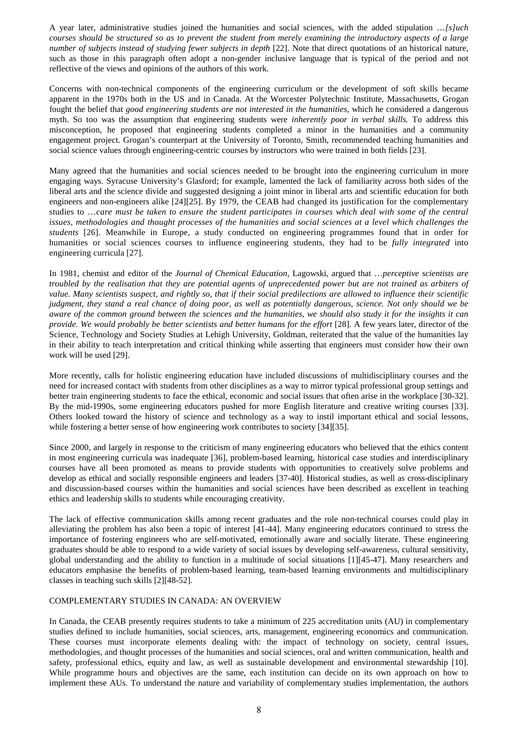A year later, administrative studies joined the humanities and social sciences, with the added stipulation …*[s]uch courses should be structured so as to prevent the student from merely examining the introductory aspects of a large number of subjects instead of studying fewer subjects in depth* [22]. Note that direct quotations of an historical nature, such as those in this paragraph often adopt a non-gender inclusive language that is typical of the period and not reflective of the views and opinions of the authors of this work.

Concerns with non-technical components of the engineering curriculum or the development of soft skills became apparent in the 1970s both in the US and in Canada. At the Worcester Polytechnic Institute, Massachusetts, Grogan fought the belief that *good engineering students are not interested in the humanities*, which he considered a dangerous myth. So too was the assumption that engineering students were *inherently poor in verbal skills.* To address this misconception, he proposed that engineering students completed a minor in the humanities and a community engagement project. Grogan's counterpart at the University of Toronto, Smith, recommended teaching humanities and social science values through engineering-centric courses by instructors who were trained in both fields [23].

Many agreed that the humanities and social sciences needed to be brought into the engineering curriculum in more engaging ways. Syracuse University's Glasford; for example, lamented the lack of familiarity across both sides of the liberal arts and the science divide and suggested designing a joint minor in liberal arts and scientific education for both engineers and non-engineers alike [24][25]. By 1979, the CEAB had changed its justification for the complementary studies to …*care must be taken to ensure the student participates in courses which deal with some of the central issues, methodologies and thought processes of the humanities and social sciences at a level which challenges the students* [26]. Meanwhile in Europe, a study conducted on engineering programmes found that in order for humanities or social sciences courses to influence engineering students, they had to be *fully integrated* into engineering curricula [27].

In 1981, chemist and editor of the *Journal of Chemical Education*, Lagowski, argued that …*perceptive scientists are troubled by the realisation that they are potential agents of unprecedented power but are not trained as arbiters of value. Many scientists suspect, and rightly so, that if their social predilections are allowed to influence their scientific judgment, they stand a real chance of doing poor, as well as potentially dangerous, science. Not only should we be aware of the common ground between the sciences and the humanities, we should also study it for the insights it can provide. We would probably be better scientists and better humans for the effort* [28]. A few years later, director of the Science, Technology and Society Studies at Lehigh University, Goldman, reiterated that the value of the humanities lay in their ability to teach interpretation and critical thinking while asserting that engineers must consider how their own work will be used [29].

More recently, calls for holistic engineering education have included discussions of multidisciplinary courses and the need for increased contact with students from other disciplines as a way to mirror typical professional group settings and better train engineering students to face the ethical, economic and social issues that often arise in the workplace [30-32]. By the mid-1990s, some engineering educators pushed for more English literature and creative writing courses [33]. Others looked toward the history of science and technology as a way to instil important ethical and social lessons, while fostering a better sense of how engineering work contributes to society [34][35].

Since 2000, and largely in response to the criticism of many engineering educators who believed that the ethics content in most engineering curricula was inadequate [36], problem-based learning, historical case studies and interdisciplinary courses have all been promoted as means to provide students with opportunities to creatively solve problems and develop as ethical and socially responsible engineers and leaders [37-40]. Historical studies, as well as cross-disciplinary and discussion-based courses within the humanities and social sciences have been described as excellent in teaching ethics and leadership skills to students while encouraging creativity.

The lack of effective communication skills among recent graduates and the role non-technical courses could play in alleviating the problem has also been a topic of interest [41-44]. Many engineering educators continued to stress the importance of fostering engineers who are self-motivated, emotionally aware and socially literate. These engineering graduates should be able to respond to a wide variety of social issues by developing self-awareness, cultural sensitivity, global understanding and the ability to function in a multitude of social situations [1][45-47]. Many researchers and educators emphasise the benefits of problem-based learning, team-based learning environments and multidisciplinary classes in teaching such skills [2][48-52].

## COMPLEMENTARY STUDIES IN CANADA: AN OVERVIEW

In Canada, the CEAB presently requires students to take a minimum of 225 accreditation units (AU) in complementary studies defined to include humanities, social sciences, arts, management, engineering economics and communication. These courses must incorporate elements dealing with: the impact of technology on society, central issues, methodologies, and thought processes of the humanities and social sciences, oral and written communication, health and safety, professional ethics, equity and law, as well as sustainable development and environmental stewardship [10]. While programme hours and objectives are the same, each institution can decide on its own approach on how to implement these AUs. To understand the nature and variability of complementary studies implementation, the authors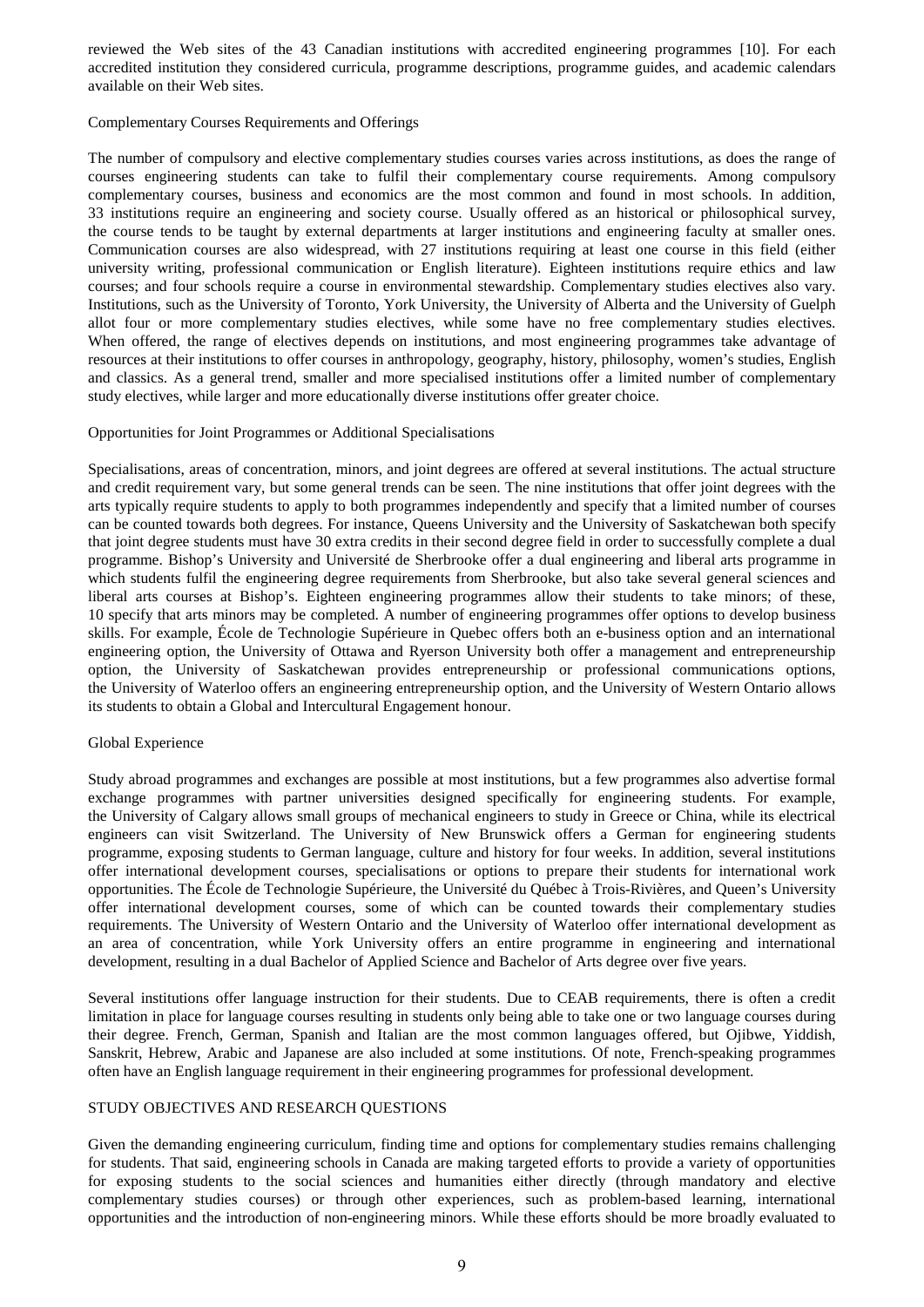reviewed the Web sites of the 43 Canadian institutions with accredited engineering programmes [10]. For each accredited institution they considered curricula, programme descriptions, programme guides, and academic calendars available on their Web sites.

### Complementary Courses Requirements and Offerings

The number of compulsory and elective complementary studies courses varies across institutions, as does the range of courses engineering students can take to fulfil their complementary course requirements. Among compulsory complementary courses, business and economics are the most common and found in most schools. In addition, 33 institutions require an engineering and society course. Usually offered as an historical or philosophical survey, the course tends to be taught by external departments at larger institutions and engineering faculty at smaller ones. Communication courses are also widespread, with 27 institutions requiring at least one course in this field (either university writing, professional communication or English literature). Eighteen institutions require ethics and law courses; and four schools require a course in environmental stewardship. Complementary studies electives also vary. Institutions, such as the University of Toronto, York University, the University of Alberta and the University of Guelph allot four or more complementary studies electives, while some have no free complementary studies electives. When offered, the range of electives depends on institutions, and most engineering programmes take advantage of resources at their institutions to offer courses in anthropology, geography, history, philosophy, women's studies, English and classics. As a general trend, smaller and more specialised institutions offer a limited number of complementary study electives, while larger and more educationally diverse institutions offer greater choice.

### Opportunities for Joint Programmes or Additional Specialisations

Specialisations, areas of concentration, minors, and joint degrees are offered at several institutions. The actual structure and credit requirement vary, but some general trends can be seen. The nine institutions that offer joint degrees with the arts typically require students to apply to both programmes independently and specify that a limited number of courses can be counted towards both degrees. For instance, Queens University and the University of Saskatchewan both specify that joint degree students must have 30 extra credits in their second degree field in order to successfully complete a dual programme. Bishop's University and Université de Sherbrooke offer a dual engineering and liberal arts programme in which students fulfil the engineering degree requirements from Sherbrooke, but also take several general sciences and liberal arts courses at Bishop's. Eighteen engineering programmes allow their students to take minors; of these, 10 specify that arts minors may be completed. A number of engineering programmes offer options to develop business skills. For example, École de Technologie Supérieure in Quebec offers both an e-business option and an international engineering option, the University of Ottawa and Ryerson University both offer a management and entrepreneurship option, the University of Saskatchewan provides entrepreneurship or professional communications options, the University of Waterloo offers an engineering entrepreneurship option, and the University of Western Ontario allows its students to obtain a Global and Intercultural Engagement honour.

### Global Experience

Study abroad programmes and exchanges are possible at most institutions, but a few programmes also advertise formal exchange programmes with partner universities designed specifically for engineering students. For example, the University of Calgary allows small groups of mechanical engineers to study in Greece or China, while its electrical engineers can visit Switzerland. The University of New Brunswick offers a German for engineering students programme, exposing students to German language, culture and history for four weeks. In addition, several institutions offer international development courses, specialisations or options to prepare their students for international work opportunities. The École de Technologie Supérieure, the Université du Québec à Trois-Rivières, and Queen's University offer international development courses, some of which can be counted towards their complementary studies requirements. The University of Western Ontario and the University of Waterloo offer international development as an area of concentration, while York University offers an entire programme in engineering and international development, resulting in a dual Bachelor of Applied Science and Bachelor of Arts degree over five years.

Several institutions offer language instruction for their students. Due to CEAB requirements, there is often a credit limitation in place for language courses resulting in students only being able to take one or two language courses during their degree. French, German, Spanish and Italian are the most common languages offered, but Ojibwe, Yiddish, Sanskrit, Hebrew, Arabic and Japanese are also included at some institutions. Of note, French-speaking programmes often have an English language requirement in their engineering programmes for professional development.

## STUDY OBJECTIVES AND RESEARCH QUESTIONS

Given the demanding engineering curriculum, finding time and options for complementary studies remains challenging for students. That said, engineering schools in Canada are making targeted efforts to provide a variety of opportunities for exposing students to the social sciences and humanities either directly (through mandatory and elective complementary studies courses) or through other experiences, such as problem-based learning, international opportunities and the introduction of non-engineering minors. While these efforts should be more broadly evaluated to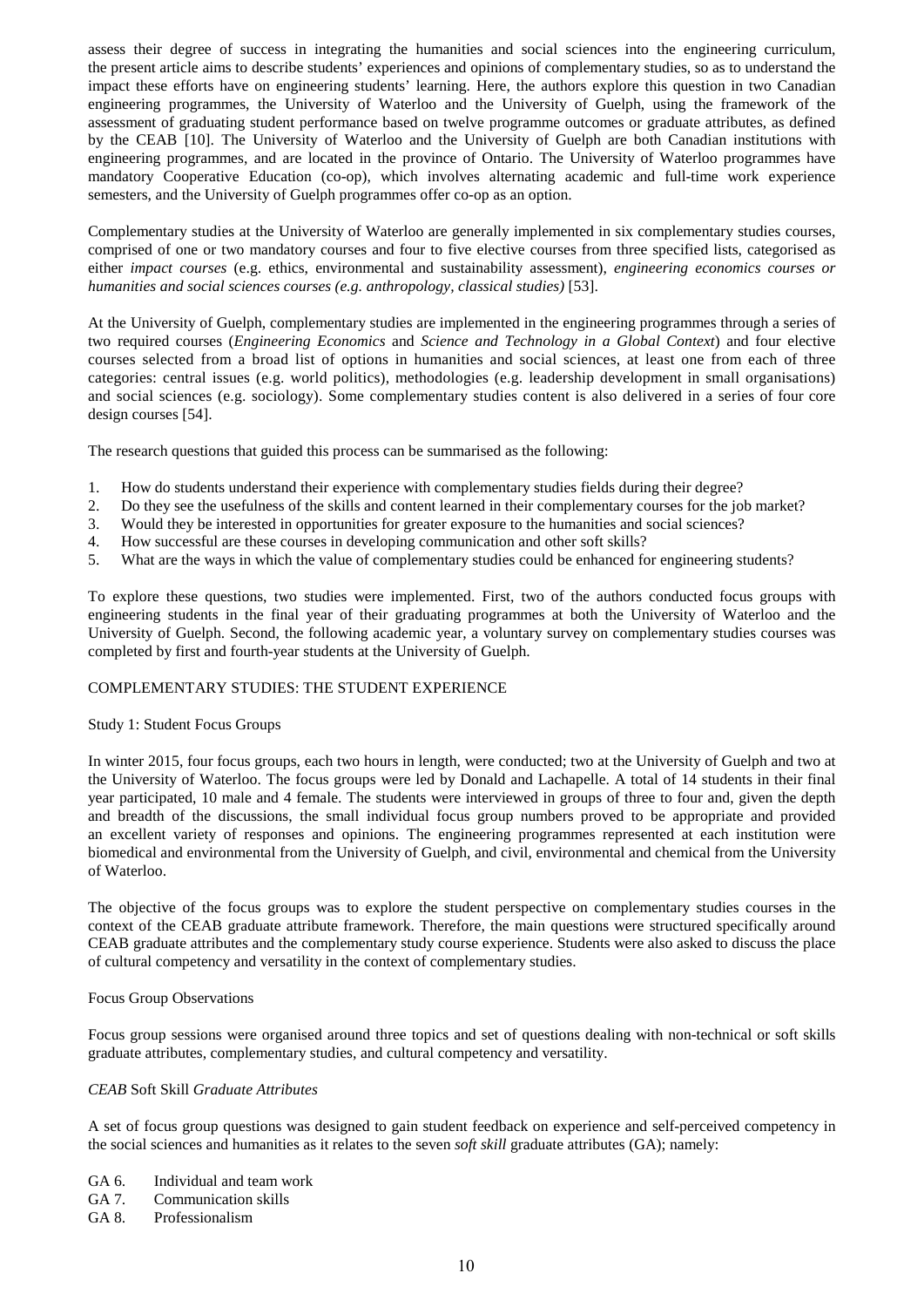assess their degree of success in integrating the humanities and social sciences into the engineering curriculum, the present article aims to describe students' experiences and opinions of complementary studies, so as to understand the impact these efforts have on engineering students' learning. Here, the authors explore this question in two Canadian engineering programmes, the University of Waterloo and the University of Guelph, using the framework of the assessment of graduating student performance based on twelve programme outcomes or graduate attributes, as defined by the CEAB [10]. The University of Waterloo and the University of Guelph are both Canadian institutions with engineering programmes, and are located in the province of Ontario. The University of Waterloo programmes have mandatory Cooperative Education (co-op), which involves alternating academic and full-time work experience semesters, and the University of Guelph programmes offer co-op as an option.

Complementary studies at the University of Waterloo are generally implemented in six complementary studies courses, comprised of one or two mandatory courses and four to five elective courses from three specified lists, categorised as either *impact courses* (e.g. ethics, environmental and sustainability assessment), *engineering economics courses or humanities and social sciences courses (e.g. anthropology, classical studies)* [53].

At the University of Guelph, complementary studies are implemented in the engineering programmes through a series of two required courses (*Engineering Economics* and *Science and Technology in a Global Context*) and four elective courses selected from a broad list of options in humanities and social sciences, at least one from each of three categories: central issues (e.g. world politics), methodologies (e.g. leadership development in small organisations) and social sciences (e.g. sociology). Some complementary studies content is also delivered in a series of four core design courses [54].

The research questions that guided this process can be summarised as the following:

1. How do students understand their experience with complementary studies fields during their degree?
2. Do they see the usefulness of the skills and content learned in their complementary courses for the job market?
3. Would they be interested in opportunities for greater exposure to the humanities and social sciences?
4. How successful are these courses in developing communication and other soft skills?
5. What are the ways in which the value of complementary studies could be enhanced for engineering students?

To explore these questions, two studies were implemented. First, two of the authors conducted focus groups with engineering students in the final year of their graduating programmes at both the University of Waterloo and the University of Guelph. Second, the following academic year, a voluntary survey on complementary studies courses was completed by first and fourth-year students at the University of Guelph.

## COMPLEMENTARY STUDIES: THE STUDENT EXPERIENCE

### Study 1: Student Focus Groups

In winter 2015, four focus groups, each two hours in length, were conducted; two at the University of Guelph and two at the University of Waterloo. The focus groups were led by Donald and Lachapelle. A total of 14 students in their final year participated, 10 male and 4 female. The students were interviewed in groups of three to four and, given the depth and breadth of the discussions, the small individual focus group numbers proved to be appropriate and provided an excellent variety of responses and opinions. The engineering programmes represented at each institution were biomedical and environmental from the University of Guelph, and civil, environmental and chemical from the University of Waterloo.

The objective of the focus groups was to explore the student perspective on complementary studies courses in the context of the CEAB graduate attribute framework. Therefore, the main questions were structured specifically around CEAB graduate attributes and the complementary study course experience. Students were also asked to discuss the place of cultural competency and versatility in the context of complementary studies.

### Focus Group Observations

Focus group sessions were organised around three topics and set of questions dealing with non-technical or soft skills graduate attributes, complementary studies, and cultural competency and versatility.

#### *CEAB* Soft Skill *Graduate Attributes*

A set of focus group questions was designed to gain student feedback on experience and self-perceived competency in the social sciences and humanities as it relates to the seven *soft skill* graduate attributes (GA); namely:

GA 6. Individual and team work
GA 7. Communication skills
GA 8. Professionalism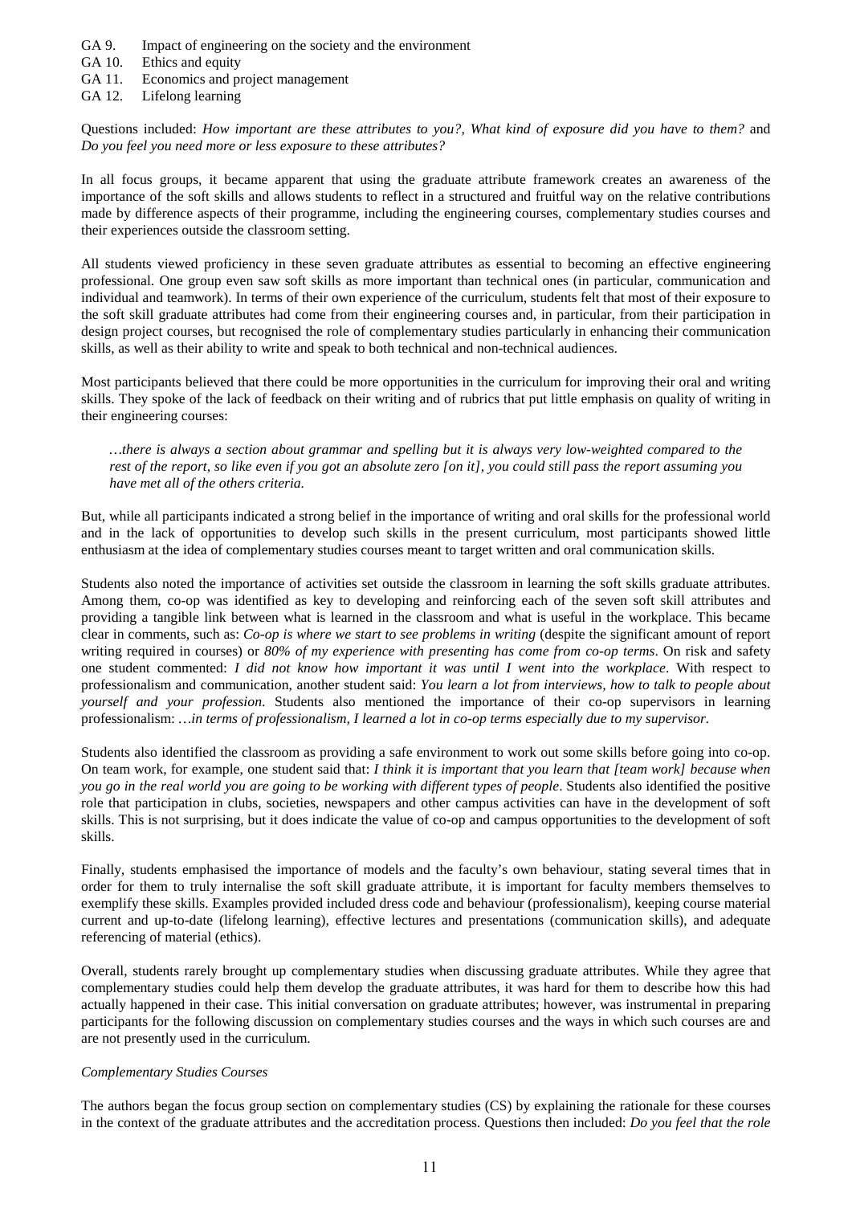GA 9. Impact of engineering on the society and the environment
GA 10. Ethics and equity
GA 11. Economics and project management
GA 12. Lifelong learning

Questions included: *How important are these attributes to you?, What kind of exposure did you have to them?* and *Do you feel you need more or less exposure to these attributes?*

In all focus groups, it became apparent that using the graduate attribute framework creates an awareness of the importance of the soft skills and allows students to reflect in a structured and fruitful way on the relative contributions made by difference aspects of their programme, including the engineering courses, complementary studies courses and their experiences outside the classroom setting.

All students viewed proficiency in these seven graduate attributes as essential to becoming an effective engineering professional. One group even saw soft skills as more important than technical ones (in particular, communication and individual and teamwork). In terms of their own experience of the curriculum, students felt that most of their exposure to the soft skill graduate attributes had come from their engineering courses and, in particular, from their participation in design project courses, but recognised the role of complementary studies particularly in enhancing their communication skills, as well as their ability to write and speak to both technical and non-technical audiences.

Most participants believed that there could be more opportunities in the curriculum for improving their oral and writing skills. They spoke of the lack of feedback on their writing and of rubrics that put little emphasis on quality of writing in their engineering courses:

> *…there is always a section about grammar and spelling but it is always very low-weighted compared to the rest of the report, so like even if you got an absolute zero [on it], you could still pass the report assuming you have met all of the others criteria.*

But, while all participants indicated a strong belief in the importance of writing and oral skills for the professional world and in the lack of opportunities to develop such skills in the present curriculum, most participants showed little enthusiasm at the idea of complementary studies courses meant to target written and oral communication skills.

Students also noted the importance of activities set outside the classroom in learning the soft skills graduate attributes. Among them, co-op was identified as key to developing and reinforcing each of the seven soft skill attributes and providing a tangible link between what is learned in the classroom and what is useful in the workplace. This became clear in comments, such as: *Co-op is where we start to see problems in writing* (despite the significant amount of report writing required in courses) or *80% of my experience with presenting has come from co-op terms*. On risk and safety one student commented: *I did not know how important it was until I went into the workplace*. With respect to professionalism and communication, another student said: *You learn a lot from interviews, how to talk to people about yourself and your profession.* Students also mentioned the importance of their co-op supervisors in learning professionalism: *…in terms of professionalism, I learned a lot in co-op terms especially due to my supervisor.*

Students also identified the classroom as providing a safe environment to work out some skills before going into co-op. On team work, for example, one student said that: *I think it is important that you learn that [team work] because when you go in the real world you are going to be working with different types of people*. Students also identified the positive role that participation in clubs, societies, newspapers and other campus activities can have in the development of soft skills. This is not surprising, but it does indicate the value of co-op and campus opportunities to the development of soft skills.

Finally, students emphasised the importance of models and the faculty's own behaviour, stating several times that in order for them to truly internalise the soft skill graduate attribute, it is important for faculty members themselves to exemplify these skills. Examples provided included dress code and behaviour (professionalism), keeping course material current and up-to-date (lifelong learning), effective lectures and presentations (communication skills), and adequate referencing of material (ethics).

Overall, students rarely brought up complementary studies when discussing graduate attributes. While they agree that complementary studies could help them develop the graduate attributes, it was hard for them to describe how this had actually happened in their case. This initial conversation on graduate attributes; however, was instrumental in preparing participants for the following discussion on complementary studies courses and the ways in which such courses are and are not presently used in the curriculum.

*Complementary Studies Courses*

The authors began the focus group section on complementary studies (CS) by explaining the rationale for these courses in the context of the graduate attributes and the accreditation process. Questions then included: *Do you feel that the role*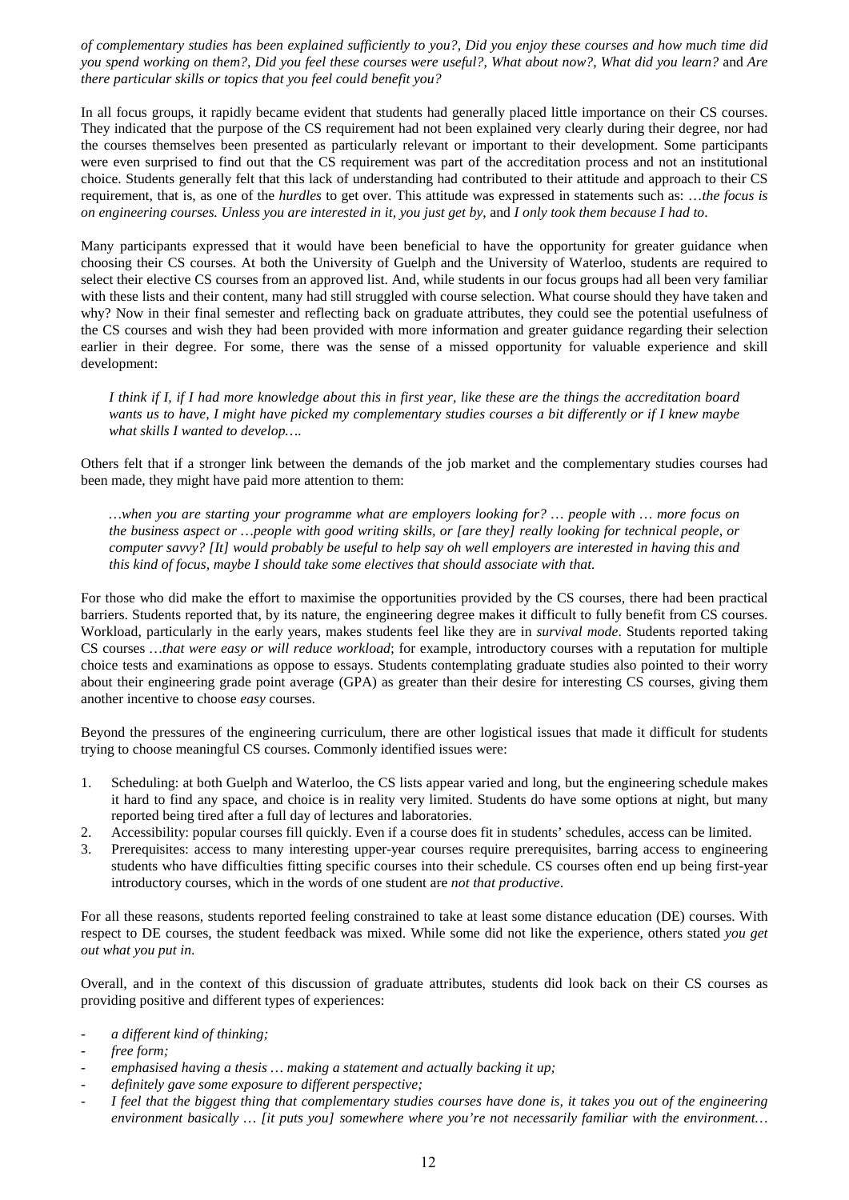*of complementary studies has been explained sufficiently to you?*, *Did you enjoy these courses and how much time did you spend working on them?*, *Did you feel these courses were useful?*, *What about now?*, *What did you learn?* and *Are there particular skills or topics that you feel could benefit you?*

In all focus groups, it rapidly became evident that students had generally placed little importance on their CS courses. They indicated that the purpose of the CS requirement had not been explained very clearly during their degree, nor had the courses themselves been presented as particularly relevant or important to their development. Some participants were even surprised to find out that the CS requirement was part of the accreditation process and not an institutional choice. Students generally felt that this lack of understanding had contributed to their attitude and approach to their CS requirement, that is, as one of the *hurdles* to get over. This attitude was expressed in statements such as: *…the focus is on engineering courses. Unless you are interested in it, you just get by*, and *I only took them because I had to*.

Many participants expressed that it would have been beneficial to have the opportunity for greater guidance when choosing their CS courses. At both the University of Guelph and the University of Waterloo, students are required to select their elective CS courses from an approved list. And, while students in our focus groups had all been very familiar with these lists and their content, many had still struggled with course selection. What course should they have taken and why? Now in their final semester and reflecting back on graduate attributes, they could see the potential usefulness of the CS courses and wish they had been provided with more information and greater guidance regarding their selection earlier in their degree. For some, there was the sense of a missed opportunity for valuable experience and skill development:

> *I think if I, if I had more knowledge about this in first year, like these are the things the accreditation board wants us to have, I might have picked my complementary studies courses a bit differently or if I knew maybe what skills I wanted to develop….*

Others felt that if a stronger link between the demands of the job market and the complementary studies courses had been made, they might have paid more attention to them:

> *…when you are starting your programme what are employers looking for? … people with … more focus on the business aspect or …people with good writing skills, or [are they] really looking for technical people, or computer savvy? [It] would probably be useful to help say oh well employers are interested in having this and this kind of focus, maybe I should take some electives that should associate with that.*

For those who did make the effort to maximise the opportunities provided by the CS courses, there had been practical barriers. Students reported that, by its nature, the engineering degree makes it difficult to fully benefit from CS courses. Workload, particularly in the early years, makes students feel like they are in *survival mode*. Students reported taking CS courses *…that were easy or will reduce workload*; for example, introductory courses with a reputation for multiple choice tests and examinations as oppose to essays. Students contemplating graduate studies also pointed to their worry about their engineering grade point average (GPA) as greater than their desire for interesting CS courses, giving them another incentive to choose *easy* courses.

Beyond the pressures of the engineering curriculum, there are other logistical issues that made it difficult for students trying to choose meaningful CS courses. Commonly identified issues were:

1. Scheduling: at both Guelph and Waterloo, the CS lists appear varied and long, but the engineering schedule makes it hard to find any space, and choice is in reality very limited. Students do have some options at night, but many reported being tired after a full day of lectures and laboratories.
2. Accessibility: popular courses fill quickly. Even if a course does fit in students' schedules, access can be limited.
3. Prerequisites: access to many interesting upper-year courses require prerequisites, barring access to engineering students who have difficulties fitting specific courses into their schedule. CS courses often end up being first-year introductory courses, which in the words of one student are *not that productive*.

For all these reasons, students reported feeling constrained to take at least some distance education (DE) courses. With respect to DE courses, the student feedback was mixed. While some did not like the experience, others stated *you get out what you put in*.

Overall, and in the context of this discussion of graduate attributes, students did look back on their CS courses as providing positive and different types of experiences:

- *a different kind of thinking;*
- *free form;*
- *emphasised having a thesis … making a statement and actually backing it up;*
- *definitely gave some exposure to different perspective;*
- *I feel that the biggest thing that complementary studies courses have done is, it takes you out of the engineering environment basically … [it puts you] somewhere where you're not necessarily familiar with the environment…*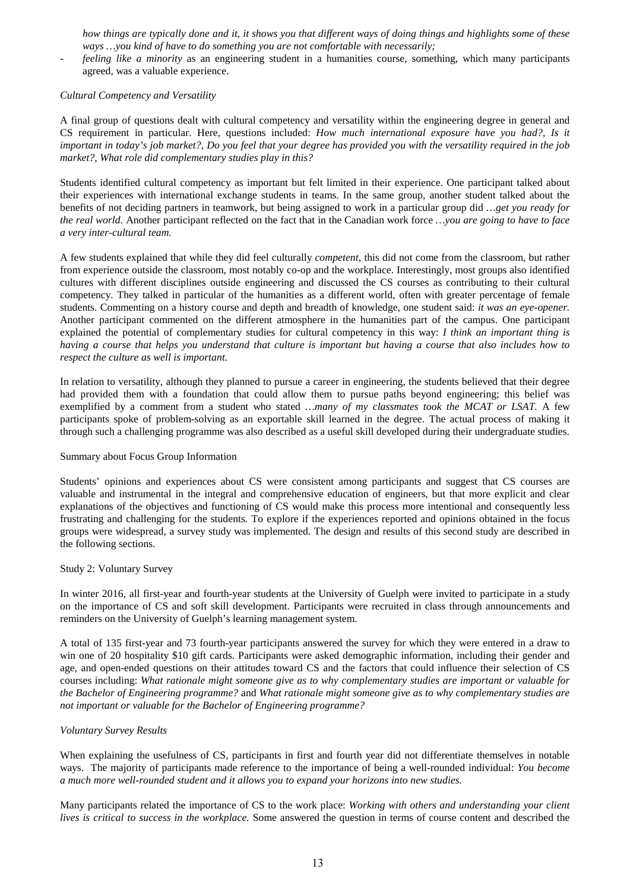*how things are typically done and it, it shows you that different ways of doing things and highlights some of these ways …you kind of have to do something you are not comfortable with necessarily;*

- *feeling like a minority* as an engineering student in a humanities course, something, which many participants agreed, was a valuable experience.

*Cultural Competency and Versatility*

A final group of questions dealt with cultural competency and versatility within the engineering degree in general and CS requirement in particular. Here, questions included: *How much international exposure have you had?, Is it important in today's job market?, Do you feel that your degree has provided you with the versatility required in the job market?, What role did complementary studies play in this?*

Students identified cultural competency as important but felt limited in their experience. One participant talked about their experiences with international exchange students in teams. In the same group, another student talked about the benefits of not deciding partners in teamwork, but being assigned to work in a particular group did *…get you ready for the real world.* Another participant reflected on the fact that in the Canadian work force *…you are going to have to face a very inter-cultural team.*

A few students explained that while they did feel culturally *competent*, this did not come from the classroom, but rather from experience outside the classroom, most notably co-op and the workplace. Interestingly, most groups also identified cultures with different disciplines outside engineering and discussed the CS courses as contributing to their cultural competency. They talked in particular of the humanities as a different world, often with greater percentage of female students. Commenting on a history course and depth and breadth of knowledge, one student said: *it was an eye-opener.* Another participant commented on the different atmosphere in the humanities part of the campus. One participant explained the potential of complementary studies for cultural competency in this way: *I think an important thing is having a course that helps you understand that culture is important but having a course that also includes how to respect the culture as well is important.*

In relation to versatility, although they planned to pursue a career in engineering, the students believed that their degree had provided them with a foundation that could allow them to pursue paths beyond engineering; this belief was exemplified by a comment from a student who stated *…many of my classmates took the MCAT or LSAT.* A few participants spoke of problem-solving as an exportable skill learned in the degree. The actual process of making it through such a challenging programme was also described as a useful skill developed during their undergraduate studies.

Summary about Focus Group Information

Students' opinions and experiences about CS were consistent among participants and suggest that CS courses are valuable and instrumental in the integral and comprehensive education of engineers, but that more explicit and clear explanations of the objectives and functioning of CS would make this process more intentional and consequently less frustrating and challenging for the students. To explore if the experiences reported and opinions obtained in the focus groups were widespread, a survey study was implemented. The design and results of this second study are described in the following sections.

Study 2: Voluntary Survey

In winter 2016, all first-year and fourth-year students at the University of Guelph were invited to participate in a study on the importance of CS and soft skill development. Participants were recruited in class through announcements and reminders on the University of Guelph's learning management system.

A total of 135 first-year and 73 fourth-year participants answered the survey for which they were entered in a draw to win one of 20 hospitality $10 gift cards. Participants were asked demographic information, including their gender and age, and open-ended questions on their attitudes toward CS and the factors that could influence their selection of CS courses including: *What rationale might someone give as to why complementary studies are important or valuable for the Bachelor of Engineering programme?* and *What rationale might someone give as to why complementary studies are not important or valuable for the Bachelor of Engineering programme?*

*Voluntary Survey Results*

When explaining the usefulness of CS, participants in first and fourth year did not differentiate themselves in notable ways. The majority of participants made reference to the importance of being a well-rounded individual: *You become a much more well-rounded student and it allows you to expand your horizons into new studies.*

Many participants related the importance of CS to the work place: *Working with others and understanding your client lives is critical to success in the workplace.* Some answered the question in terms of course content and described the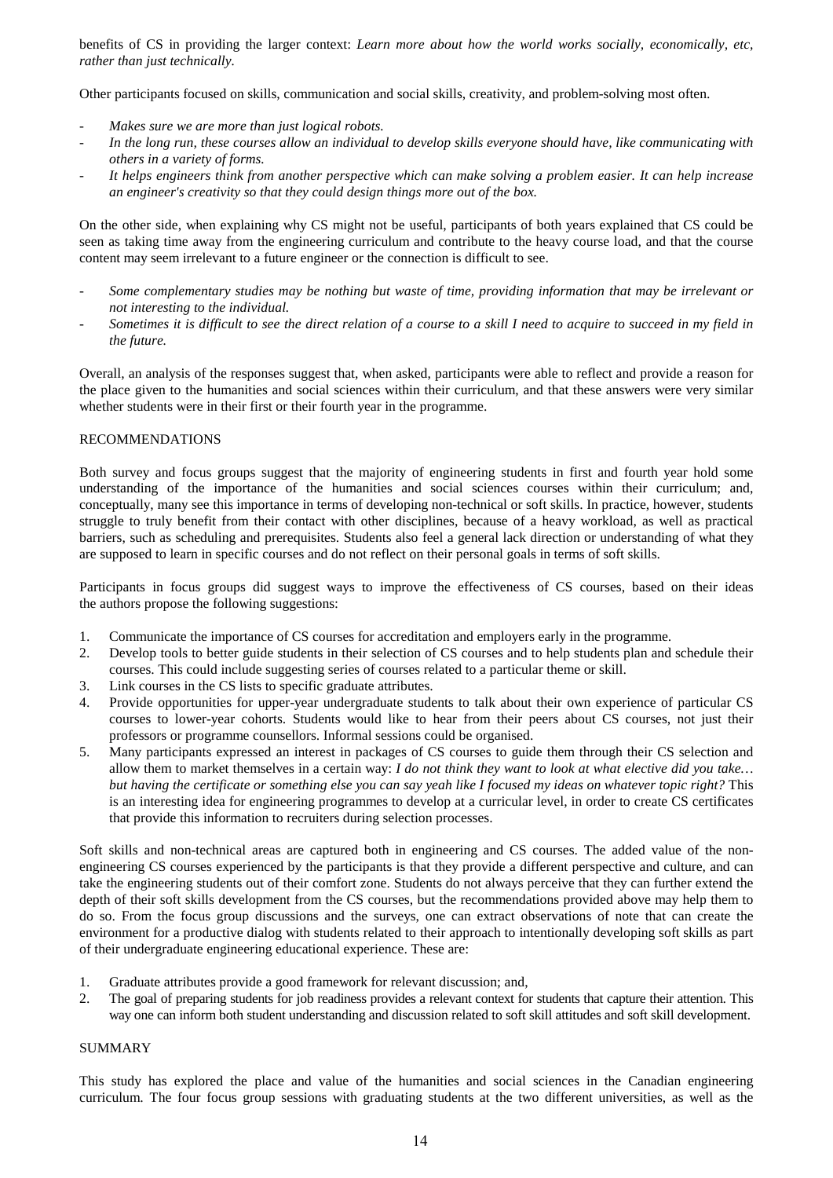benefits of CS in providing the larger context: *Learn more about how the world works socially, economically, etc, rather than just technically.*

Other participants focused on skills, communication and social skills, creativity, and problem-solving most often.

- *Makes sure we are more than just logical robots.*
- *In the long run, these courses allow an individual to develop skills everyone should have, like communicating with others in a variety of forms.*
- *It helps engineers think from another perspective which can make solving a problem easier. It can help increase an engineer's creativity so that they could design things more out of the box.*

On the other side, when explaining why CS might not be useful, participants of both years explained that CS could be seen as taking time away from the engineering curriculum and contribute to the heavy course load, and that the course content may seem irrelevant to a future engineer or the connection is difficult to see.

- *Some complementary studies may be nothing but waste of time, providing information that may be irrelevant or not interesting to the individual.*
- *Sometimes it is difficult to see the direct relation of a course to a skill I need to acquire to succeed in my field in the future.*

Overall, an analysis of the responses suggest that, when asked, participants were able to reflect and provide a reason for the place given to the humanities and social sciences within their curriculum, and that these answers were very similar whether students were in their first or their fourth year in the programme.

## RECOMMENDATIONS

Both survey and focus groups suggest that the majority of engineering students in first and fourth year hold some understanding of the importance of the humanities and social sciences courses within their curriculum; and, conceptually, many see this importance in terms of developing non-technical or soft skills. In practice, however, students struggle to truly benefit from their contact with other disciplines, because of a heavy workload, as well as practical barriers, such as scheduling and prerequisites. Students also feel a general lack direction or understanding of what they are supposed to learn in specific courses and do not reflect on their personal goals in terms of soft skills.

Participants in focus groups did suggest ways to improve the effectiveness of CS courses, based on their ideas the authors propose the following suggestions:

1. Communicate the importance of CS courses for accreditation and employers early in the programme.
2. Develop tools to better guide students in their selection of CS courses and to help students plan and schedule their courses. This could include suggesting series of courses related to a particular theme or skill.
3. Link courses in the CS lists to specific graduate attributes.
4. Provide opportunities for upper-year undergraduate students to talk about their own experience of particular CS courses to lower-year cohorts. Students would like to hear from their peers about CS courses, not just their professors or programme counsellors. Informal sessions could be organised.
5. Many participants expressed an interest in packages of CS courses to guide them through their CS selection and allow them to market themselves in a certain way: *I do not think they want to look at what elective did you take… but having the certificate or something else you can say yeah like I focused my ideas on whatever topic right?* This is an interesting idea for engineering programmes to develop at a curricular level, in order to create CS certificates that provide this information to recruiters during selection processes.

Soft skills and non-technical areas are captured both in engineering and CS courses. The added value of the non-engineering CS courses experienced by the participants is that they provide a different perspective and culture, and can take the engineering students out of their comfort zone. Students do not always perceive that they can further extend the depth of their soft skills development from the CS courses, but the recommendations provided above may help them to do so. From the focus group discussions and the surveys, one can extract observations of note that can create the environment for a productive dialog with students related to their approach to intentionally developing soft skills as part of their undergraduate engineering educational experience. These are:

1. Graduate attributes provide a good framework for relevant discussion; and,
2. The goal of preparing students for job readiness provides a relevant context for students that capture their attention. This way one can inform both student understanding and discussion related to soft skill attitudes and soft skill development.

## SUMMARY

This study has explored the place and value of the humanities and social sciences in the Canadian engineering curriculum. The four focus group sessions with graduating students at the two different universities, as well as the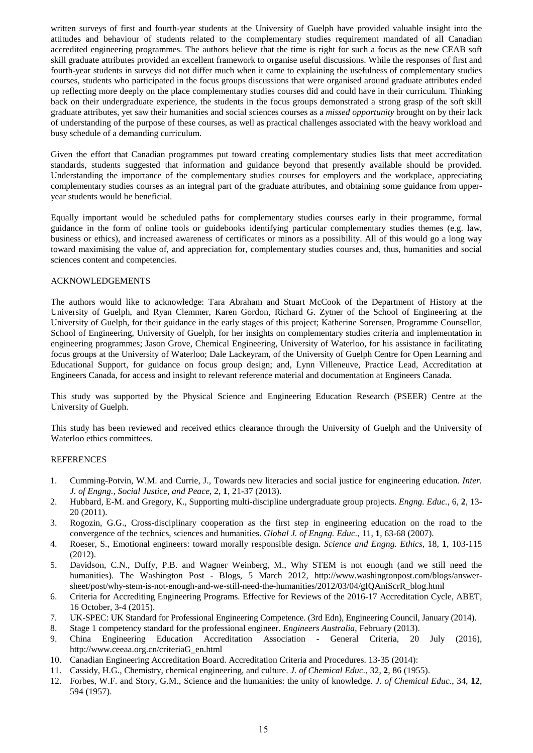written surveys of first and fourth-year students at the University of Guelph have provided valuable insight into the attitudes and behaviour of students related to the complementary studies requirement mandated of all Canadian accredited engineering programmes. The authors believe that the time is right for such a focus as the new CEAB soft skill graduate attributes provided an excellent framework to organise useful discussions. While the responses of first and fourth-year students in surveys did not differ much when it came to explaining the usefulness of complementary studies courses, students who participated in the focus groups discussions that were organised around graduate attributes ended up reflecting more deeply on the place complementary studies courses did and could have in their curriculum. Thinking back on their undergraduate experience, the students in the focus groups demonstrated a strong grasp of the soft skill graduate attributes, yet saw their humanities and social sciences courses as a *missed opportunity* brought on by their lack of understanding of the purpose of these courses, as well as practical challenges associated with the heavy workload and busy schedule of a demanding curriculum.

Given the effort that Canadian programmes put toward creating complementary studies lists that meet accreditation standards, students suggested that information and guidance beyond that presently available should be provided. Understanding the importance of the complementary studies courses for employers and the workplace, appreciating complementary studies courses as an integral part of the graduate attributes, and obtaining some guidance from upper-year students would be beneficial.

Equally important would be scheduled paths for complementary studies courses early in their programme, formal guidance in the form of online tools or guidebooks identifying particular complementary studies themes (e.g. law, business or ethics), and increased awareness of certificates or minors as a possibility. All of this would go a long way toward maximising the value of, and appreciation for, complementary studies courses and, thus, humanities and social sciences content and competencies.

## ACKNOWLEDGEMENTS

The authors would like to acknowledge: Tara Abraham and Stuart McCook of the Department of History at the University of Guelph, and Ryan Clemmer, Karen Gordon, Richard G. Zytner of the School of Engineering at the University of Guelph, for their guidance in the early stages of this project; Katherine Sorensen, Programme Counsellor, School of Engineering, University of Guelph, for her insights on complementary studies criteria and implementation in engineering programmes; Jason Grove, Chemical Engineering, University of Waterloo, for his assistance in facilitating focus groups at the University of Waterloo; Dale Lackeyram, of the University of Guelph Centre for Open Learning and Educational Support, for guidance on focus group design; and, Lynn Villeneuve, Practice Lead, Accreditation at Engineers Canada, for access and insight to relevant reference material and documentation at Engineers Canada.

This study was supported by the Physical Science and Engineering Education Research (PSEER) Centre at the University of Guelph.

This study has been reviewed and received ethics clearance through the University of Guelph and the University of Waterloo ethics committees.

## REFERENCES

1. Cumming-Potvin, W.M. and Currie, J., Towards new literacies and social justice for engineering education. *Inter. J. of Engng., Social Justice, and Peace*, 2, **1**, 21-37 (2013).
2. Hubbard, E-M. and Gregory, K., Supporting multi-discipline undergraduate group projects. *Engng. Educ.*, 6, **2**, 13-20 (2011).
3. Rogozin, G.G., Cross-disciplinary cooperation as the first step in engineering education on the road to the convergence of the technics, sciences and humanities. *Global J. of Engng. Educ.*, 11, **1**, 63-68 (2007).
4. Roeser, S., Emotional engineers: toward morally responsible design. *Science and Engng. Ethics*, 18, **1**, 103-115 (2012).
5. Davidson, C.N., Duffy, P.B. and Wagner Weinberg, M., Why STEM is not enough (and we still need the humanities). The Washington Post - Blogs, 5 March 2012, http://www.washingtonpost.com/blogs/answer-sheet/post/why-stem-is-not-enough-and-we-still-need-the-humanities/2012/03/04/gIQAniScrR_blog.html
6. Criteria for Accrediting Engineering Programs. Effective for Reviews of the 2016-17 Accreditation Cycle, ABET, 16 October, 3-4 (2015).
7. UK-SPEC: UK Standard for Professional Engineering Competence. (3rd Edn), Engineering Council, January (2014).
8. Stage 1 competency standard for the professional engineer. *Engineers Australia*, February (2013).
9. China Engineering Education Accreditation Association - General Criteria, 20 July (2016), http://www.ceeaa.org.cn/criteriaG_en.html
10. Canadian Engineering Accreditation Board. Accreditation Criteria and Procedures. 13-35 (2014):
11. Cassidy, H.G., Chemistry, chemical engineering, and culture. *J. of Chemical Educ.*, 32, **2**, 86 (1955).
12. Forbes, W.F. and Story, G.M., Science and the humanities: the unity of knowledge. *J. of Chemical Educ.*, 34, **12**, 594 (1957).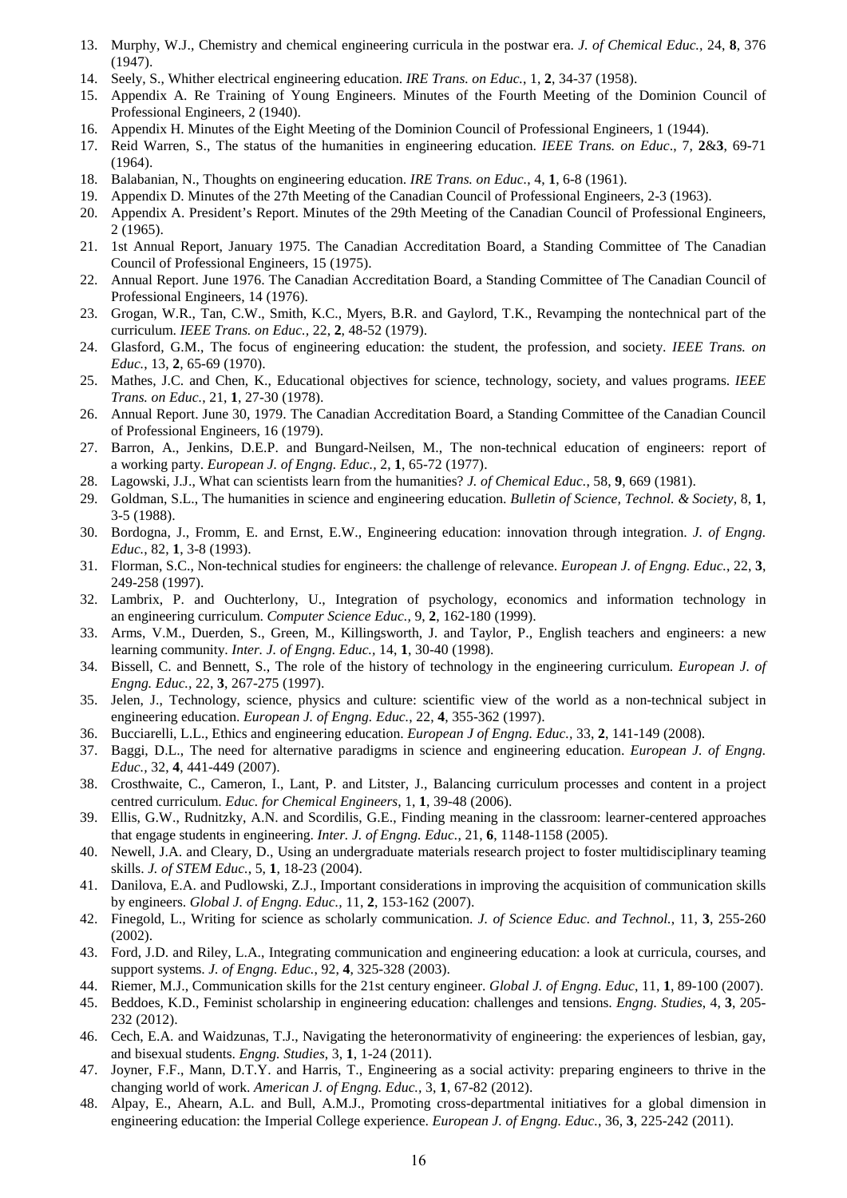13. Murphy, W.J., Chemistry and chemical engineering curricula in the postwar era. *J. of Chemical Educ.,* 24, **8**, 376 (1947).
14. Seely, S., Whither electrical engineering education. *IRE Trans. on Educ.*, 1, **2**, 34-37 (1958).
15. Appendix A. Re Training of Young Engineers. Minutes of the Fourth Meeting of the Dominion Council of Professional Engineers, 2 (1940).
16. Appendix H. Minutes of the Eight Meeting of the Dominion Council of Professional Engineers, 1 (1944).
17. Reid Warren, S., The status of the humanities in engineering education. *IEEE Trans. on Educ*., 7, **2**&**3**, 69-71 (1964).
18. Balabanian, N., Thoughts on engineering education. *IRE Trans. on Educ.*, 4, **1**, 6-8 (1961).
19. Appendix D. Minutes of the 27th Meeting of the Canadian Council of Professional Engineers, 2-3 (1963).
20. Appendix A. President's Report. Minutes of the 29th Meeting of the Canadian Council of Professional Engineers, 2 (1965).
21. 1st Annual Report, January 1975. The Canadian Accreditation Board, a Standing Committee of The Canadian Council of Professional Engineers, 15 (1975).
22. Annual Report. June 1976. The Canadian Accreditation Board, a Standing Committee of The Canadian Council of Professional Engineers, 14 (1976).
23. Grogan, W.R., Tan, C.W., Smith, K.C., Myers, B.R. and Gaylord, T.K., Revamping the nontechnical part of the curriculum. *IEEE Trans. on Educ.,* 22, **2**, 48-52 (1979).
24. Glasford, G.M., The focus of engineering education: the student, the profession, and society. *IEEE Trans. on Educ.*, 13, **2**, 65-69 (1970).
25. Mathes, J.C. and Chen, K., Educational objectives for science, technology, society, and values programs. *IEEE Trans. on Educ.*, 21, **1**, 27-30 (1978).
26. Annual Report. June 30, 1979. The Canadian Accreditation Board, a Standing Committee of the Canadian Council of Professional Engineers, 16 (1979).
27. Barron, A., Jenkins, D.E.P. and Bungard-Neilsen, M., The non-technical education of engineers: report of a working party. *European J. of Engng. Educ.,* 2, **1**, 65-72 (1977).
28. Lagowski, J.J., What can scientists learn from the humanities? *J. of Chemical Educ.*, 58, **9**, 669 (1981).
29. Goldman, S.L., The humanities in science and engineering education. *Bulletin of Science, Technol. & Society*, 8, **1**, 3-5 (1988).
30. Bordogna, J., Fromm, E. and Ernst, E.W., Engineering education: innovation through integration. *J. of Engng. Educ.*, 82, **1**, 3-8 (1993).
31. Florman, S.C., Non-technical studies for engineers: the challenge of relevance. *European J. of Engng. Educ.*, 22, **3**, 249-258 (1997).
32. Lambrix, P. and Ouchterlony, U., Integration of psychology, economics and information technology in an engineering curriculum. *Computer Science Educ.,* 9, **2**, 162-180 (1999).
33. Arms, V.M., Duerden, S., Green, M., Killingsworth, J. and Taylor, P., English teachers and engineers: a new learning community. *Inter. J. of Engng. Educ.*, 14, **1**, 30-40 (1998).
34. Bissell, C. and Bennett, S., The role of the history of technology in the engineering curriculum. *European J. of Engng. Educ.*, 22, **3**, 267-275 (1997).
35. Jelen, J., Technology, science, physics and culture: scientific view of the world as a non-technical subject in engineering education. *European J. of Engng. Educ.*, 22, **4**, 355-362 (1997).
36. Bucciarelli, L.L., Ethics and engineering education. *European J of Engng. Educ.*, 33, **2**, 141-149 (2008).
37. Baggi, D.L., The need for alternative paradigms in science and engineering education. *European J. of Engng. Educ.*, 32, **4**, 441-449 (2007).
38. Crosthwaite, C., Cameron, I., Lant, P. and Litster, J., Balancing curriculum processes and content in a project centred curriculum. *Educ. for Chemical Engineers*, 1, **1**, 39-48 (2006).
39. Ellis, G.W., Rudnitzky, A.N. and Scordilis, G.E., Finding meaning in the classroom: learner-centered approaches that engage students in engineering. *Inter. J. of Engng. Educ.*, 21, **6**, 1148-1158 (2005).
40. Newell, J.A. and Cleary, D., Using an undergraduate materials research project to foster multidisciplinary teaming skills. *J. of STEM Educ.*, 5, **1**, 18-23 (2004).
41. Danilova, E.A. and Pudlowski, Z.J., Important considerations in improving the acquisition of communication skills by engineers. *Global J. of Engng. Educ.*, 11, **2**, 153-162 (2007).
42. Finegold, L., Writing for science as scholarly communication. *J. of Science Educ. and Technol.*, 11, **3**, 255-260 (2002).
43. Ford, J.D. and Riley, L.A., Integrating communication and engineering education: a look at curricula, courses, and support systems. *J. of Engng. Educ.*, 92, **4**, 325-328 (2003).
44. Riemer, M.J., Communication skills for the 21st century engineer. *Global J. of Engng. Educ*, 11, **1**, 89-100 (2007).
45. Beddoes, K.D., Feminist scholarship in engineering education: challenges and tensions. *Engng. Studies*, 4, **3**, 205-232 (2012).
46. Cech, E.A. and Waidzunas, T.J., Navigating the heteronormativity of engineering: the experiences of lesbian, gay, and bisexual students. *Engng. Studies*, 3, **1**, 1-24 (2011).
47. Joyner, F.F., Mann, D.T.Y. and Harris, T., Engineering as a social activity: preparing engineers to thrive in the changing world of work. *American J. of Engng. Educ.,* 3, **1**, 67-82 (2012).
48. Alpay, E., Ahearn, A.L. and Bull, A.M.J., Promoting cross-departmental initiatives for a global dimension in engineering education: the Imperial College experience. *European J. of Engng. Educ.*, 36, **3**, 225-242 (2011).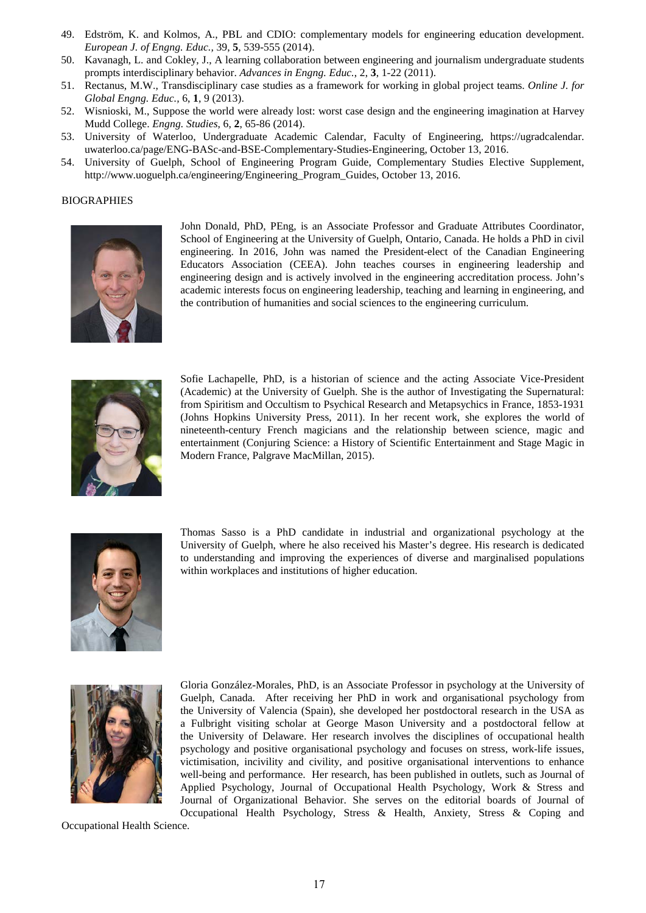49. Edström, K. and Kolmos, A., PBL and CDIO: complementary models for engineering education development. *European J. of Engng. Educ.*, 39, **5**, 539-555 (2014).
50. Kavanagh, L. and Cokley, J., A learning collaboration between engineering and journalism undergraduate students prompts interdisciplinary behavior. *Advances in Engng. Educ.*, 2, **3**, 1-22 (2011).
51. Rectanus, M.W., Transdisciplinary case studies as a framework for working in global project teams. *Online J. for Global Engng. Educ.*, 6, **1**, 9 (2013).
52. Wisnioski, M., Suppose the world were already lost: worst case design and the engineering imagination at Harvey Mudd College. *Engng. Studies*, 6, **2**, 65-86 (2014).
53. University of Waterloo, Undergraduate Academic Calendar, Faculty of Engineering, https://ugradcalendar.uwaterloo.ca/page/ENG-BASc-and-BSE-Complementary-Studies-Engineering, October 13, 2016.
54. University of Guelph, School of Engineering Program Guide, Complementary Studies Elective Supplement, http://www.uoguelph.ca/engineering/Engineering_Program_Guides, October 13, 2016.

BIOGRAPHIES

John Donald, PhD, PEng, is an Associate Professor and Graduate Attributes Coordinator, School of Engineering at the University of Guelph, Ontario, Canada. He holds a PhD in civil engineering. In 2016, John was named the President-elect of the Canadian Engineering Educators Association (CEEA). John teaches courses in engineering leadership and engineering design and is actively involved in the engineering accreditation process. John's academic interests focus on engineering leadership, teaching and learning in engineering, and the contribution of humanities and social sciences to the engineering curriculum.

Sofie Lachapelle, PhD, is a historian of science and the acting Associate Vice-President (Academic) at the University of Guelph. She is the author of Investigating the Supernatural: from Spiritism and Occultism to Psychical Research and Metapsychics in France, 1853-1931 (Johns Hopkins University Press, 2011). In her recent work, she explores the world of nineteenth-century French magicians and the relationship between science, magic and entertainment (Conjuring Science: a History of Scientific Entertainment and Stage Magic in Modern France, Palgrave MacMillan, 2015).

Thomas Sasso is a PhD candidate in industrial and organizational psychology at the University of Guelph, where he also received his Master's degree. His research is dedicated to understanding and improving the experiences of diverse and marginalised populations within workplaces and institutions of higher education.

Gloria González-Morales, PhD, is an Associate Professor in psychology at the University of Guelph, Canada. After receiving her PhD in work and organisational psychology from the University of Valencia (Spain), she developed her postdoctoral research in the USA as a Fulbright visiting scholar at George Mason University and a postdoctoral fellow at the University of Delaware. Her research involves the disciplines of occupational health psychology and positive organisational psychology and focuses on stress, work-life issues, victimisation, incivility and civility, and positive organisational interventions to enhance well-being and performance. Her research, has been published in outlets, such as Journal of Applied Psychology, Journal of Occupational Health Psychology, Work & Stress and Journal of Organizational Behavior. She serves on the editorial boards of Journal of Occupational Health Psychology, Stress & Health, Anxiety, Stress & Coping and Occupational Health Science.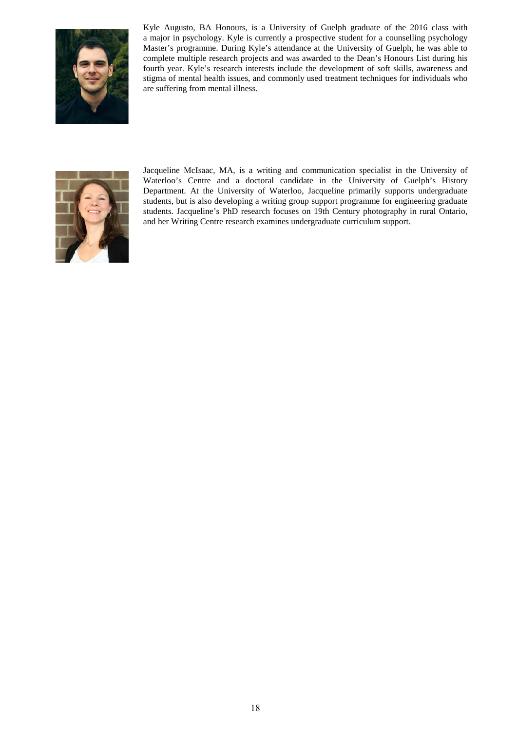Kyle Augusto, BA Honours, is a University of Guelph graduate of the 2016 class with a major in psychology. Kyle is currently a prospective student for a counselling psychology Master's programme. During Kyle's attendance at the University of Guelph, he was able to complete multiple research projects and was awarded to the Dean's Honours List during his fourth year. Kyle's research interests include the development of soft skills, awareness and stigma of mental health issues, and commonly used treatment techniques for individuals who are suffering from mental illness.

Jacqueline McIsaac, MA, is a writing and communication specialist in the University of Waterloo's Centre and a doctoral candidate in the University of Guelph's History Department. At the University of Waterloo, Jacqueline primarily supports undergraduate students, but is also developing a writing group support programme for engineering graduate students. Jacqueline's PhD research focuses on 19th Century photography in rural Ontario, and her Writing Centre research examines undergraduate curriculum support.